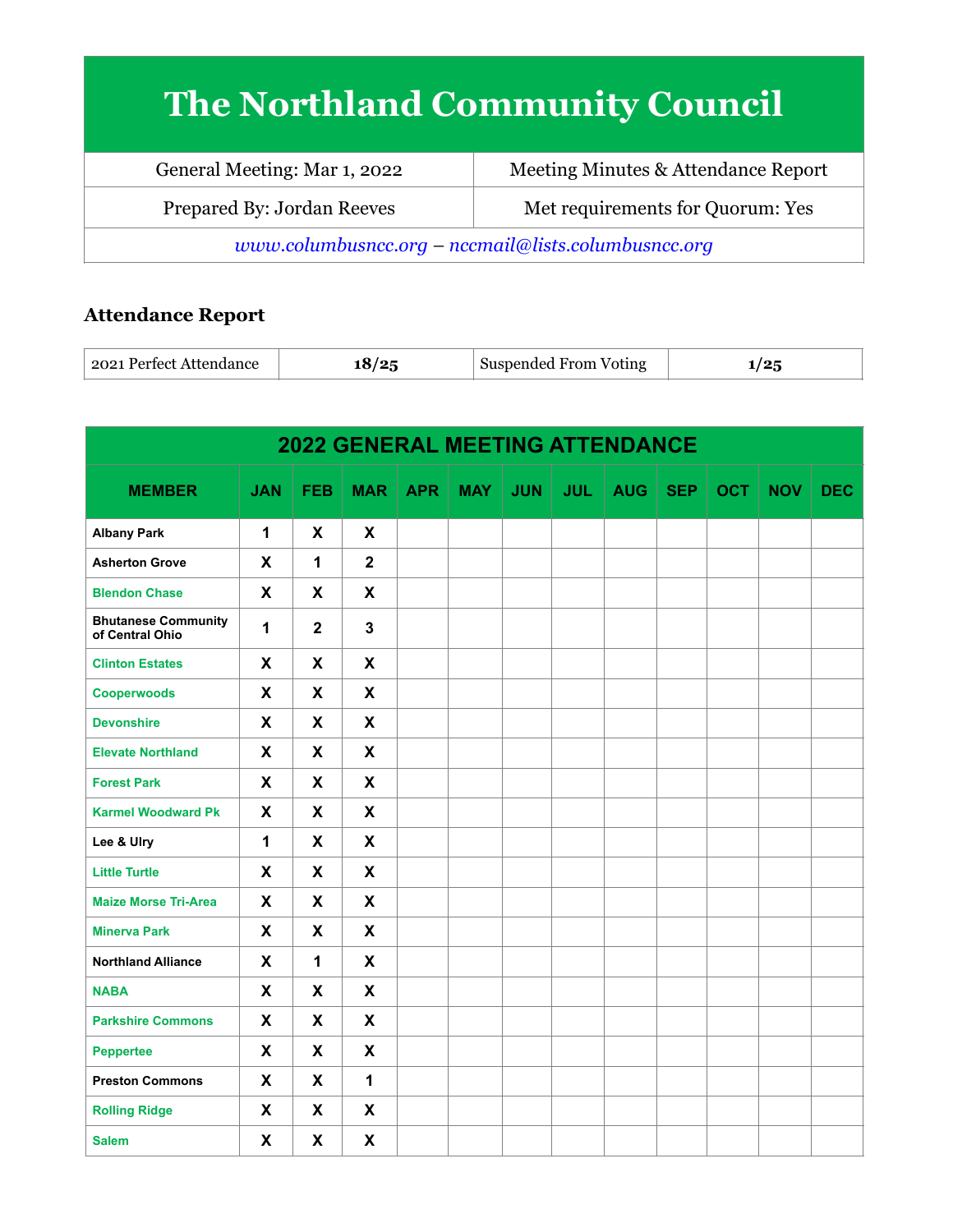# The Northland Community Council

| General Meeting: Mar 1, 2022 | Meeting Minutes & Attendance Report |
|---|---|
| Prepared By: Jordan Reeves | Met requirements for Quorum: Yes |

*www.columbusncc.org – nccmail@lists.columbusncc.org*

## Attendance Report

| 2021 Perfect Attendance | **18/25** | Suspended From Voting | **1/25** |
|---|---|---|---|

| 2022 GENERAL MEETING ATTENDANCE | | | | | | | | | | | | |
|---|---|---|---|---|---|---|---|---|---|---|---|---|
| **MEMBER** | **JAN** | **FEB** | **MAR** | **APR** | **MAY** | **JUN** | **JUL** | **AUG** | **SEP** | **OCT** | **NOV** | **DEC** |
| Albany Park | 1 | X | X | | | | | | | | | |
| Asherton Grove | X | 1 | 2 | | | | | | | | | |
| Blendon Chase | X | X | X | | | | | | | | | |
| Bhutanese Community of Central Ohio | 1 | 2 | 3 | | | | | | | | | |
| Clinton Estates | X | X | X | | | | | | | | | |
| Cooperwoods | X | X | X | | | | | | | | | |
| Devonshire | X | X | X | | | | | | | | | |
| Elevate Northland | X | X | X | | | | | | | | | |
| Forest Park | X | X | X | | | | | | | | | |
| Karmel Woodward Pk | X | X | X | | | | | | | | | |
| Lee & Ulry | 1 | X | X | | | | | | | | | |
| Little Turtle | X | X | X | | | | | | | | | |
| Maize Morse Tri-Area | X | X | X | | | | | | | | | |
| Minerva Park | X | X | X | | | | | | | | | |
| Northland Alliance | X | 1 | X | | | | | | | | | |
| NABA | X | X | X | | | | | | | | | |
| Parkshire Commons | X | X | X | | | | | | | | | |
| Peppertee | X | X | X | | | | | | | | | |
| Preston Commons | X | X | 1 | | | | | | | | | |
| Rolling Ridge | X | X | X | | | | | | | | | |
| Salem | X | X | X | | | | | | | | | |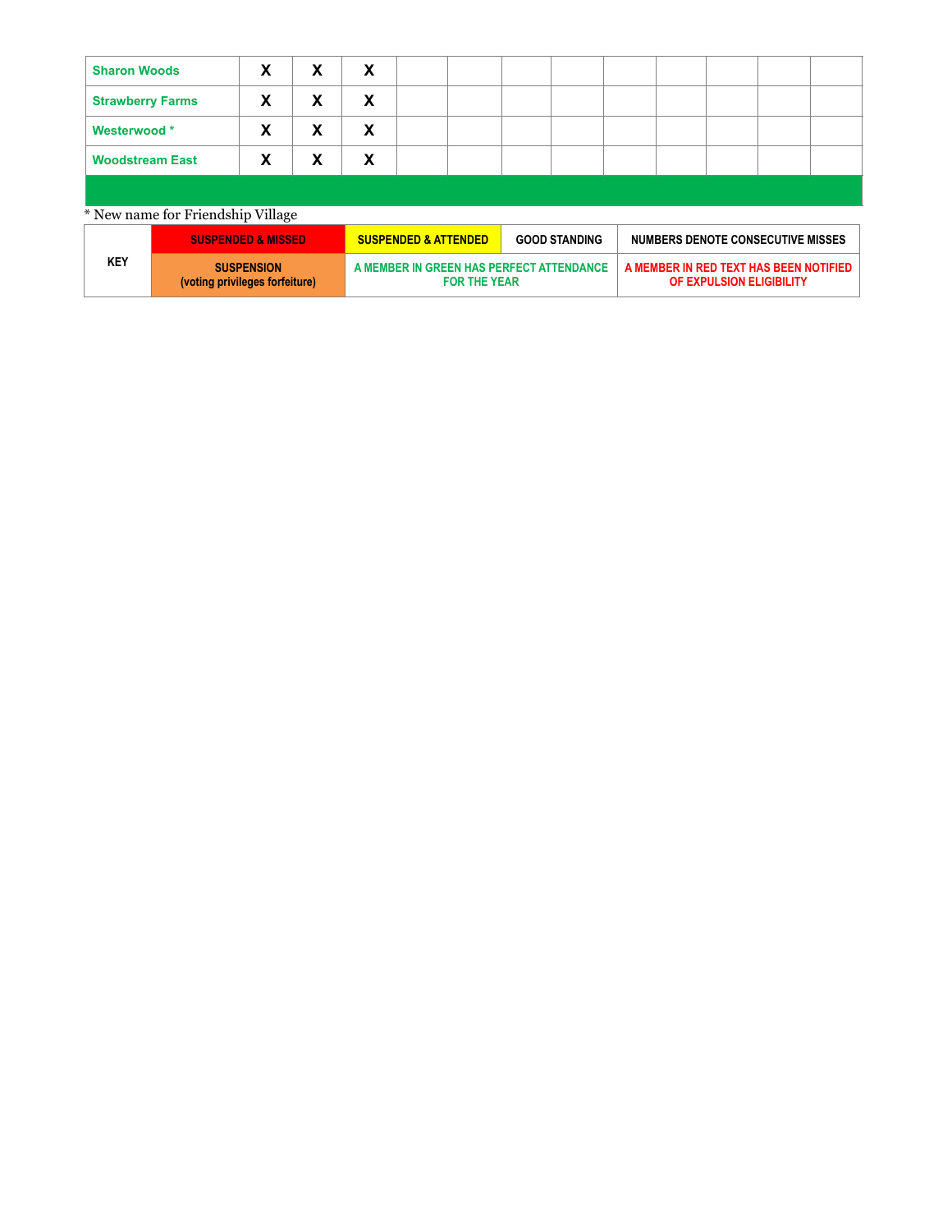| | | | | | | | | | | | | |
|---|---|---|---|---|---|---|---|---|---|---|---|---|
| Sharon Woods | X | X | X | | | | | | | | | |
| Strawberry Farms | X | X | X | | | | | | | | | |
| Westerwood * | X | X | X | | | | | | | | | |
| Woodstream East | X | X | X | | | | | | | | | |
| | | | | | | | | | | | | |

* New name for Friendship Village

| KEY | SUSPENDED & MISSED | SUSPENDED & ATTENDED | GOOD STANDING | NUMBERS DENOTE CONSECUTIVE MISSES |
|---|---|---|---|---|
| | SUSPENSION (voting privileges forfeiture) | A MEMBER IN GREEN HAS PERFECT ATTENDANCE FOR THE YEAR | | A MEMBER IN RED TEXT HAS BEEN NOTIFIED OF EXPULSION ELIGIBILITY |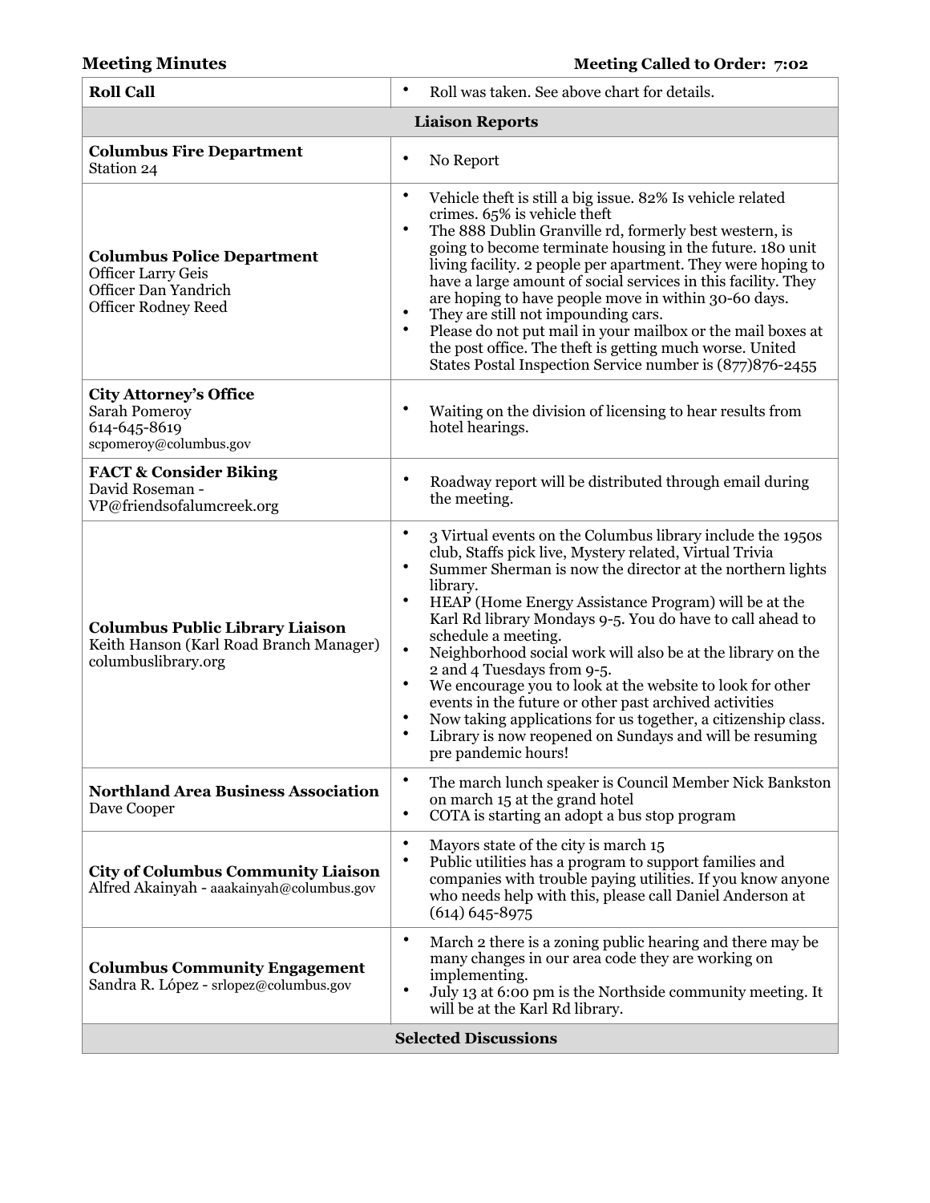**Meeting Minutes** **Meeting Called to Order: 7:02**

| **Roll Call** | • Roll was taken. See above chart for details. |
|---|---|
| **Liaison Reports** | |
| **Columbus Fire Department**<br>Station 24 | • No Report |
| **Columbus Police Department**<br>Officer Larry Geis<br>Officer Dan Yandrich<br>Officer Rodney Reed | • Vehicle theft is still a big issue. 82% Is vehicle related crimes. 65% is vehicle theft<br>• The 888 Dublin Granville rd, formerly best western, is going to become terminate housing in the future. 180 unit living facility. 2 people per apartment. They were hoping to have a large amount of social services in this facility. They are hoping to have people move in within 30-60 days.<br>• They are still not impounding cars.<br>• Please do not put mail in your mailbox or the mail boxes at the post office. The theft is getting much worse. United States Postal Inspection Service number is (877)876-2455 |
| **City Attorney's Office**<br>Sarah Pomeroy<br>614-645-8619<br>scpomeroy@columbus.gov | • Waiting on the division of licensing to hear results from hotel hearings. |
| **FACT & Consider Biking**<br>David Roseman -<br>VP@friendsofalumcreek.org | • Roadway report will be distributed through email during the meeting. |
| **Columbus Public Library Liaison**<br>Keith Hanson (Karl Road Branch Manager)<br>columbuslibrary.org | • 3 Virtual events on the Columbus library include the 1950s club, Staffs pick live, Mystery related, Virtual Trivia<br>• Summer Sherman is now the director at the northern lights library.<br>• HEAP (Home Energy Assistance Program) will be at the Karl Rd library Mondays 9-5. You do have to call ahead to schedule a meeting.<br>• Neighborhood social work will also be at the library on the 2 and 4 Tuesdays from 9-5.<br>• We encourage you to look at the website to look for other events in the future or other past archived activities<br>• Now taking applications for us together, a citizenship class.<br>• Library is now reopened on Sundays and will be resuming pre pandemic hours! |
| **Northland Area Business Association**<br>Dave Cooper | • The march lunch speaker is Council Member Nick Bankston on march 15 at the grand hotel<br>• COTA is starting an adopt a bus stop program |
| **City of Columbus Community Liaison**<br>Alfred Akainyah - aaakainyah@columbus.gov | • Mayors state of the city is march 15<br>• Public utilities has a program to support families and companies with trouble paying utilities. If you know anyone who needs help with this, please call Daniel Anderson at (614) 645-8975 |
| **Columbus Community Engagement**<br>Sandra R. López - srlopez@columbus.gov | • March 2 there is a zoning public hearing and there may be many changes in our area code they are working on implementing.<br>• July 13 at 6:00 pm is the Northside community meeting. It will be at the Karl Rd library. |
| **Selected Discussions** | |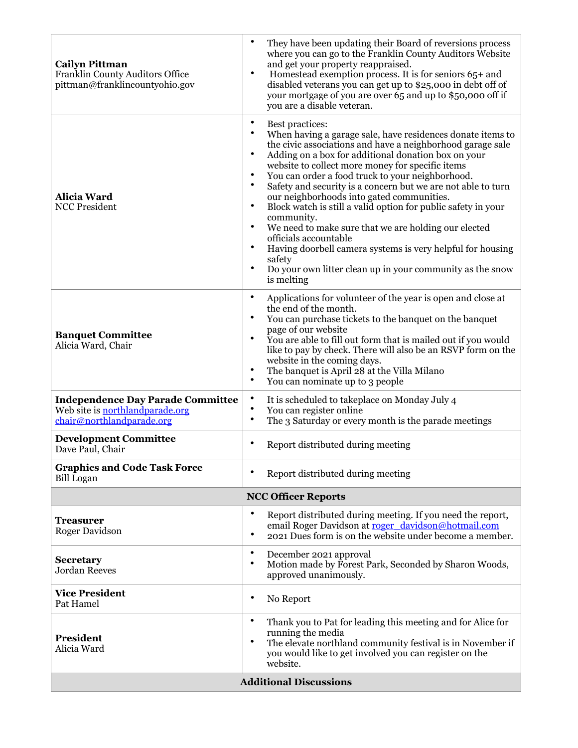| | |
|---|---|
| **Cailyn Pittman**<br>Franklin County Auditors Office<br>pittman@franklincountyohio.gov | • They have been updating their Board of reversions process where you can go to the Franklin County Auditors Website and get your property reappraised.<br>• Homestead exemption process. It is for seniors 65+ and disabled veterans you can get up to $25,000 in debt off of your mortgage of you are over 65 and up to $50,000 off if you are a disable veteran. |
| **Alicia Ward**<br>NCC President | • Best practices:<br>• When having a garage sale, have residences donate items to the civic associations and have a neighborhood garage sale<br>• Adding on a box for additional donation box on your website to collect more money for specific items<br>• You can order a food truck to your neighborhood.<br>• Safety and security is a concern but we are not able to turn our neighborhoods into gated communities.<br>• Block watch is still a valid option for public safety in your community.<br>• We need to make sure that we are holding our elected officials accountable<br>• Having doorbell camera systems is very helpful for housing safety<br>• Do your own litter clean up in your community as the snow is melting |
| **Banquet Committee**<br>Alicia Ward, Chair | • Applications for volunteer of the year is open and close at the end of the month.<br>• You can purchase tickets to the banquet on the banquet page of our website<br>• You are able to fill out form that is mailed out if you would like to pay by check. There will also be an RSVP form on the website in the coming days.<br>• The banquet is April 28 at the Villa Milano<br>• You can nominate up to 3 people |
| **Independence Day Parade Committee**<br>Web site is [northlandparade.org](northlandparade.org)<br>[chair@northlandparade.org](mailto:chair@northlandparade.org) | • It is scheduled to takeplace on Monday July 4<br>• You can register online<br>• The 3 Saturday or every month is the parade meetings |
| **Development Committee**<br>Dave Paul, Chair | • Report distributed during meeting |
| **Graphics and Code Task Force**<br>Bill Logan | • Report distributed during meeting |
| **NCC Officer Reports** | |
| **Treasurer**<br>Roger Davidson | • Report distributed during meeting. If you need the report, email Roger Davidson at [roger_davidson@hotmail.com](mailto:roger_davidson@hotmail.com)<br>• 2021 Dues form is on the website under become a member. |
| **Secretary**<br>Jordan Reeves | • December 2021 approval<br>• Motion made by Forest Park, Seconded by Sharon Woods, approved unanimously. |
| **Vice President**<br>Pat Hamel | • No Report |
| **President**<br>Alicia Ward | • Thank you to Pat for leading this meeting and for Alice for running the media<br>• The elevate northland community festival is in November if you would like to get involved you can register on the website. |
| **Additional Discussions** | |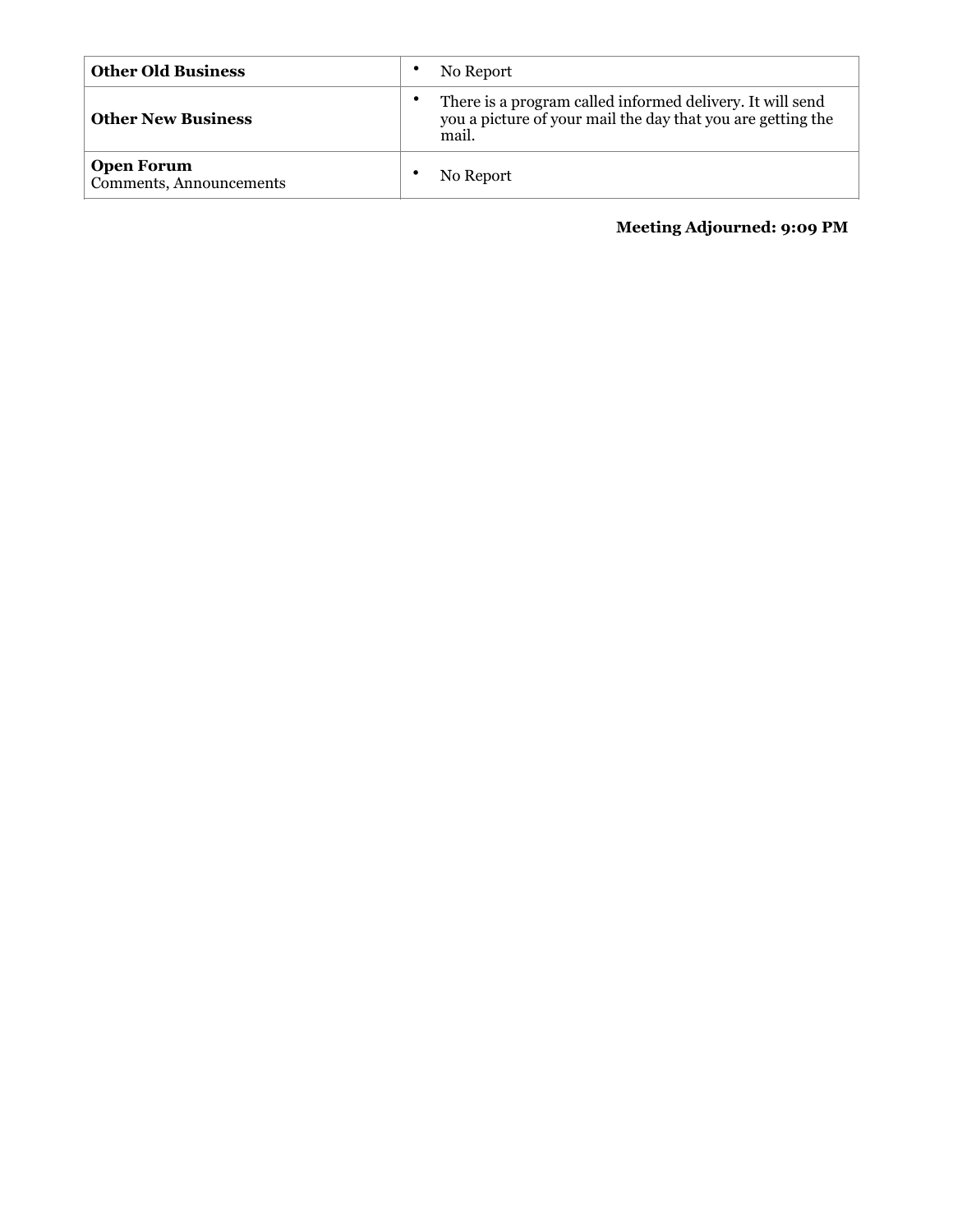| | |
|---|---|
| **Other Old Business** | • No Report |
| **Other New Business** | • There is a program called informed delivery. It will send you a picture of your mail the day that you are getting the mail. |
| **Open Forum** Comments, Announcements | • No Report |

**Meeting Adjourned: 9:09 PM**